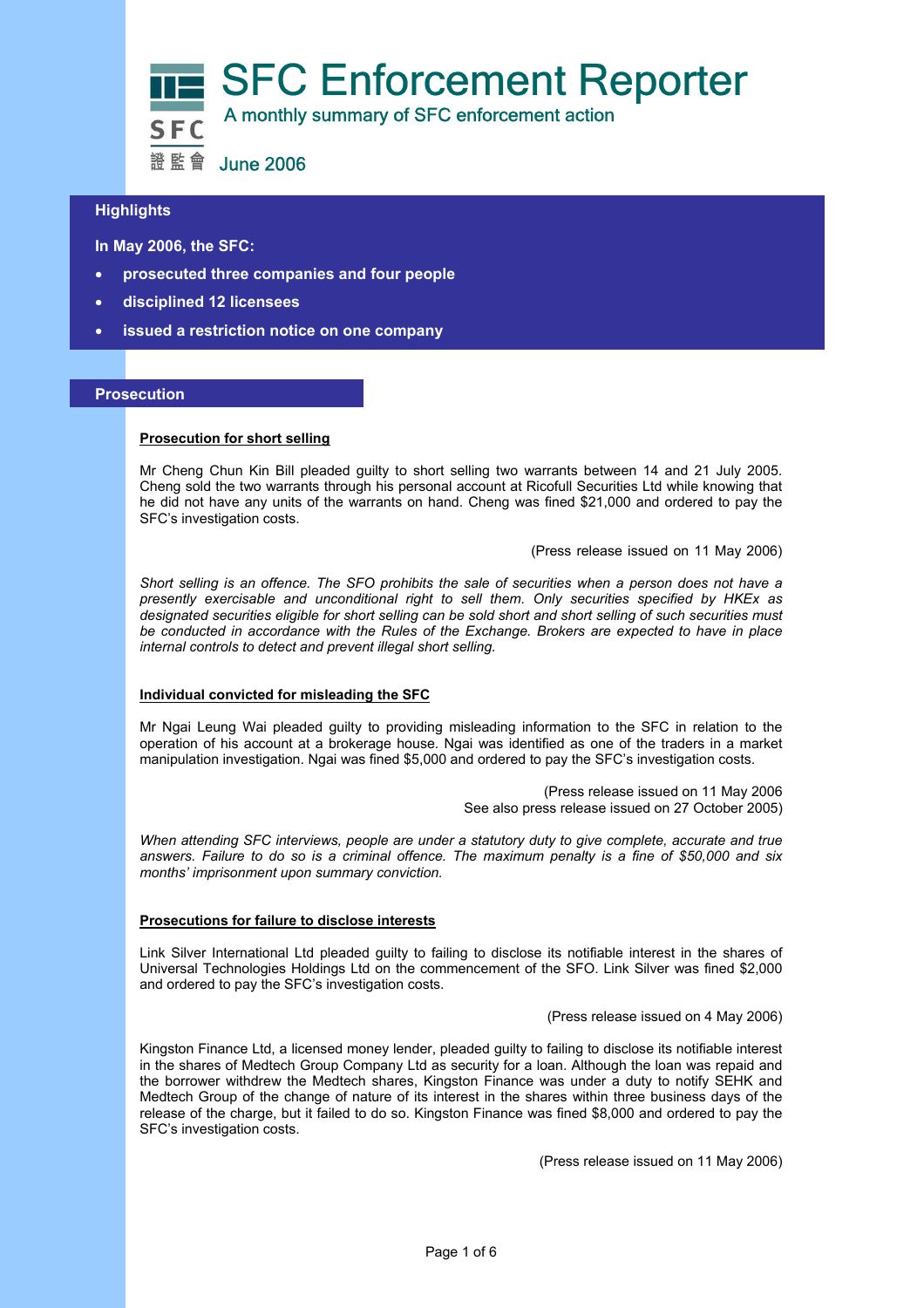# SFC Enforcement Reporter

A monthly summary of SFC enforcement action

SFC 證監會

June 2006

## Highlights

**In May 2006, the SFC:**

- **prosecuted three companies and four people**
- **disciplined 12 licensees**
- **issued a restriction notice on one company**

## Prosecution

### Prosecution for short selling

Mr Cheng Chun Kin Bill pleaded guilty to short selling two warrants between 14 and 21 July 2005. Cheng sold the two warrants through his personal account at Ricofull Securities Ltd while knowing that he did not have any units of the warrants on hand. Cheng was fined $21,000 and ordered to pay the SFC's investigation costs.

(Press release issued on 11 May 2006)

*Short selling is an offence. The SFO prohibits the sale of securities when a person does not have a presently exercisable and unconditional right to sell them. Only securities specified by HKEx as designated securities eligible for short selling can be sold short and short selling of such securities must be conducted in accordance with the Rules of the Exchange. Brokers are expected to have in place internal controls to detect and prevent illegal short selling.*

### Individual convicted for misleading the SFC

Mr Ngai Leung Wai pleaded guilty to providing misleading information to the SFC in relation to the operation of his account at a brokerage house. Ngai was identified as one of the traders in a market manipulation investigation. Ngai was fined $5,000 and ordered to pay the SFC's investigation costs.

(Press release issued on 11 May 2006
See also press release issued on 27 October 2005)

*When attending SFC interviews, people are under a statutory duty to give complete, accurate and true answers. Failure to do so is a criminal offence. The maximum penalty is a fine of $50,000 and six months' imprisonment upon summary conviction.*

### Prosecutions for failure to disclose interests

Link Silver International Ltd pleaded guilty to failing to disclose its notifiable interest in the shares of Universal Technologies Holdings Ltd on the commencement of the SFO. Link Silver was fined $2,000 and ordered to pay the SFC's investigation costs.

(Press release issued on 4 May 2006)

Kingston Finance Ltd, a licensed money lender, pleaded guilty to failing to disclose its notifiable interest in the shares of Medtech Group Company Ltd as security for a loan. Although the loan was repaid and the borrower withdrew the Medtech shares, Kingston Finance was under a duty to notify SEHK and Medtech Group of the change of nature of its interest in the shares within three business days of the release of the charge, but it failed to do so. Kingston Finance was fined $8,000 and ordered to pay the SFC's investigation costs.

(Press release issued on 11 May 2006)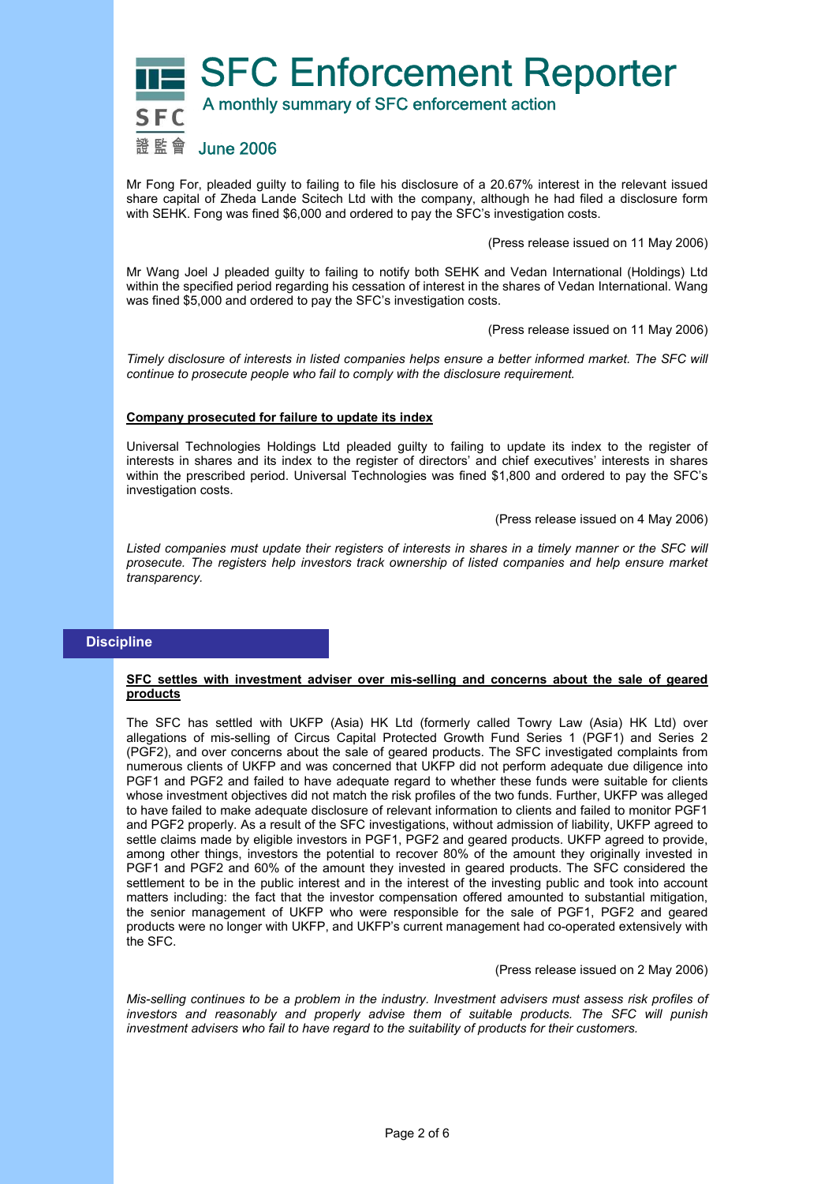Mr Fong For, pleaded guilty to failing to file his disclosure of a 20.67% interest in the relevant issued share capital of Zheda Lande Scitech Ltd with the company, although he had filed a disclosure form with SEHK. Fong was fined $6,000 and ordered to pay the SFC's investigation costs.

(Press release issued on 11 May 2006)

Mr Wang Joel J pleaded guilty to failing to notify both SEHK and Vedan International (Holdings) Ltd within the specified period regarding his cessation of interest in the shares of Vedan International. Wang was fined $5,000 and ordered to pay the SFC's investigation costs.

(Press release issued on 11 May 2006)

*Timely disclosure of interests in listed companies helps ensure a better informed market. The SFC will continue to prosecute people who fail to comply with the disclosure requirement.*

**Company prosecuted for failure to update its index**

Universal Technologies Holdings Ltd pleaded guilty to failing to update its index to the register of interests in shares and its index to the register of directors' and chief executives' interests in shares within the prescribed period. Universal Technologies was fined $1,800 and ordered to pay the SFC's investigation costs.

(Press release issued on 4 May 2006)

*Listed companies must update their registers of interests in shares in a timely manner or the SFC will prosecute. The registers help investors track ownership of listed companies and help ensure market transparency.*

## Discipline

**SFC settles with investment adviser over mis-selling and concerns about the sale of geared products**

The SFC has settled with UKFP (Asia) HK Ltd (formerly called Towry Law (Asia) HK Ltd) over allegations of mis-selling of Circus Capital Protected Growth Fund Series 1 (PGF1) and Series 2 (PGF2), and over concerns about the sale of geared products. The SFC investigated complaints from numerous clients of UKFP and was concerned that UKFP did not perform adequate due diligence into PGF1 and PGF2 and failed to have adequate regard to whether these funds were suitable for clients whose investment objectives did not match the risk profiles of the two funds. Further, UKFP was alleged to have failed to make adequate disclosure of relevant information to clients and failed to monitor PGF1 and PGF2 properly. As a result of the SFC investigations, without admission of liability, UKFP agreed to settle claims made by eligible investors in PGF1, PGF2 and geared products. UKFP agreed to provide, among other things, investors the potential to recover 80% of the amount they originally invested in PGF1 and PGF2 and 60% of the amount they invested in geared products. The SFC considered the settlement to be in the public interest and in the interest of the investing public and took into account matters including: the fact that the investor compensation offered amounted to substantial mitigation, the senior management of UKFP who were responsible for the sale of PGF1, PGF2 and geared products were no longer with UKFP, and UKFP's current management had co-operated extensively with the SFC.

(Press release issued on 2 May 2006)

*Mis-selling continues to be a problem in the industry. Investment advisers must assess risk profiles of investors and reasonably and properly advise them of suitable products. The SFC will punish investment advisers who fail to have regard to the suitability of products for their customers.*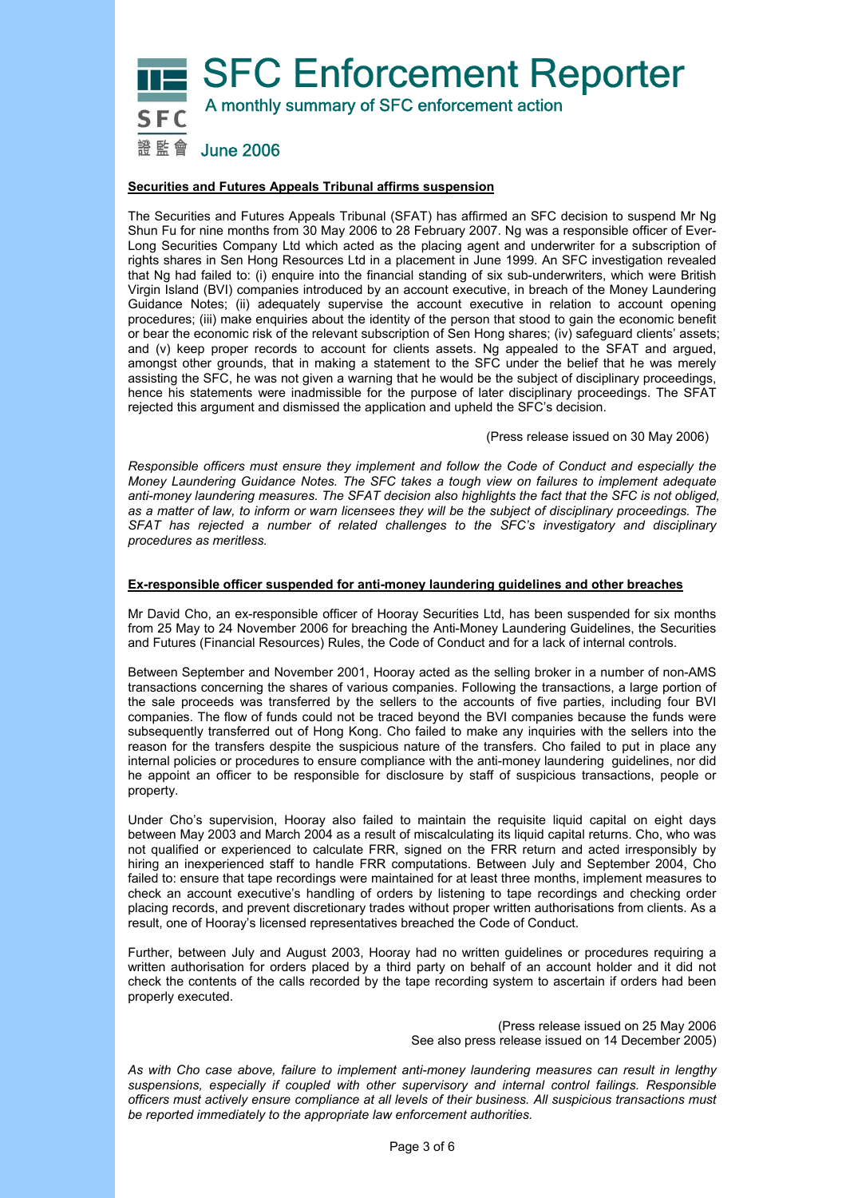# SFC Enforcement Reporter

A monthly summary of SFC enforcement action

June 2006

**Securities and Futures Appeals Tribunal affirms suspension**

The Securities and Futures Appeals Tribunal (SFAT) has affirmed an SFC decision to suspend Mr Ng Shun Fu for nine months from 30 May 2006 to 28 February 2007. Ng was a responsible officer of Ever-Long Securities Company Ltd which acted as the placing agent and underwriter for a subscription of rights shares in Sen Hong Resources Ltd in a placement in June 1999. An SFC investigation revealed that Ng had failed to: (i) enquire into the financial standing of six sub-underwriters, which were British Virgin Island (BVI) companies introduced by an account executive, in breach of the Money Laundering Guidance Notes; (ii) adequately supervise the account executive in relation to account opening procedures; (iii) make enquiries about the identity of the person that stood to gain the economic benefit or bear the economic risk of the relevant subscription of Sen Hong shares; (iv) safeguard clients' assets; and (v) keep proper records to account for clients assets. Ng appealed to the SFAT and argued, amongst other grounds, that in making a statement to the SFC under the belief that he was merely assisting the SFC, he was not given a warning that he would be the subject of disciplinary proceedings, hence his statements were inadmissible for the purpose of later disciplinary proceedings. The SFAT rejected this argument and dismissed the application and upheld the SFC's decision.

(Press release issued on 30 May 2006)

*Responsible officers must ensure they implement and follow the Code of Conduct and especially the Money Laundering Guidance Notes. The SFC takes a tough view on failures to implement adequate anti-money laundering measures. The SFAT decision also highlights the fact that the SFC is not obliged, as a matter of law, to inform or warn licensees they will be the subject of disciplinary proceedings. The SFAT has rejected a number of related challenges to the SFC's investigatory and disciplinary procedures as meritless.*

**Ex-responsible officer suspended for anti-money laundering guidelines and other breaches**

Mr David Cho, an ex-responsible officer of Hooray Securities Ltd, has been suspended for six months from 25 May to 24 November 2006 for breaching the Anti-Money Laundering Guidelines, the Securities and Futures (Financial Resources) Rules, the Code of Conduct and for a lack of internal controls.

Between September and November 2001, Hooray acted as the selling broker in a number of non-AMS transactions concerning the shares of various companies. Following the transactions, a large portion of the sale proceeds was transferred by the sellers to the accounts of five parties, including four BVI companies. The flow of funds could not be traced beyond the BVI companies because the funds were subsequently transferred out of Hong Kong. Cho failed to make any inquiries with the sellers into the reason for the transfers despite the suspicious nature of the transfers. Cho failed to put in place any internal policies or procedures to ensure compliance with the anti-money laundering guidelines, nor did he appoint an officer to be responsible for disclosure by staff of suspicious transactions, people or property.

Under Cho's supervision, Hooray also failed to maintain the requisite liquid capital on eight days between May 2003 and March 2004 as a result of miscalculating its liquid capital returns. Cho, who was not qualified or experienced to calculate FRR, signed on the FRR return and acted irresponsibly by hiring an inexperienced staff to handle FRR computations. Between July and September 2004, Cho failed to: ensure that tape recordings were maintained for at least three months, implement measures to check an account executive's handling of orders by listening to tape recordings and checking order placing records, and prevent discretionary trades without proper written authorisations from clients. As a result, one of Hooray's licensed representatives breached the Code of Conduct.

Further, between July and August 2003, Hooray had no written guidelines or procedures requiring a written authorisation for orders placed by a third party on behalf of an account holder and it did not check the contents of the calls recorded by the tape recording system to ascertain if orders had been properly executed.

(Press release issued on 25 May 2006
See also press release issued on 14 December 2005)

*As with Cho case above, failure to implement anti-money laundering measures can result in lengthy suspensions, especially if coupled with other supervisory and internal control failings. Responsible officers must actively ensure compliance at all levels of their business. All suspicious transactions must be reported immediately to the appropriate law enforcement authorities.*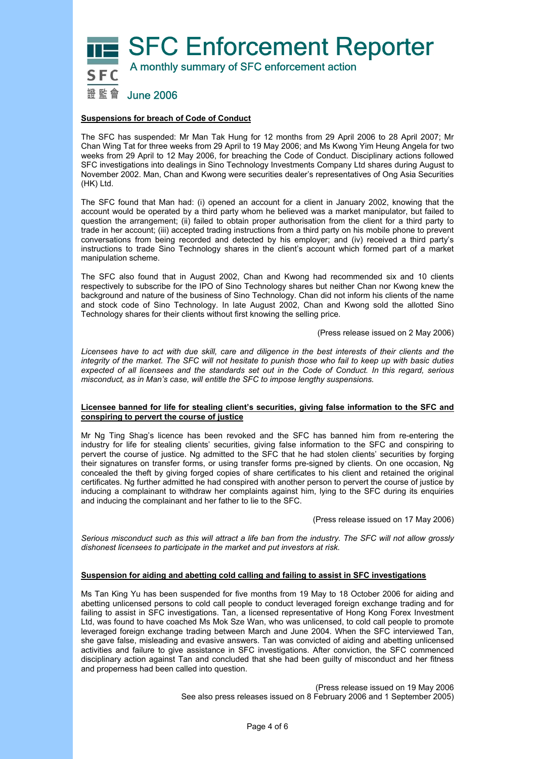# SFC Enforcement Reporter

A monthly summary of SFC enforcement action

June 2006

**Suspensions for breach of Code of Conduct**

The SFC has suspended: Mr Man Tak Hung for 12 months from 29 April 2006 to 28 April 2007; Mr Chan Wing Tat for three weeks from 29 April to 19 May 2006; and Ms Kwong Yim Heung Angela for two weeks from 29 April to 12 May 2006, for breaching the Code of Conduct. Disciplinary actions followed SFC investigations into dealings in Sino Technology Investments Company Ltd shares during August to November 2002. Man, Chan and Kwong were securities dealer's representatives of Ong Asia Securities (HK) Ltd.

The SFC found that Man had: (i) opened an account for a client in January 2002, knowing that the account would be operated by a third party whom he believed was a market manipulator, but failed to question the arrangement; (ii) failed to obtain proper authorisation from the client for a third party to trade in her account; (iii) accepted trading instructions from a third party on his mobile phone to prevent conversations from being recorded and detected by his employer; and (iv) received a third party's instructions to trade Sino Technology shares in the client's account which formed part of a market manipulation scheme.

The SFC also found that in August 2002, Chan and Kwong had recommended six and 10 clients respectively to subscribe for the IPO of Sino Technology shares but neither Chan nor Kwong knew the background and nature of the business of Sino Technology. Chan did not inform his clients of the name and stock code of Sino Technology. In late August 2002, Chan and Kwong sold the allotted Sino Technology shares for their clients without first knowing the selling price.

(Press release issued on 2 May 2006)

*Licensees have to act with due skill, care and diligence in the best interests of their clients and the integrity of the market. The SFC will not hesitate to punish those who fail to keep up with basic duties expected of all licensees and the standards set out in the Code of Conduct. In this regard, serious misconduct, as in Man's case, will entitle the SFC to impose lengthy suspensions.*

**Licensee banned for life for stealing client's securities, giving false information to the SFC and conspiring to pervert the course of justice**

Mr Ng Ting Shag's licence has been revoked and the SFC has banned him from re-entering the industry for life for stealing clients' securities, giving false information to the SFC and conspiring to pervert the course of justice. Ng admitted to the SFC that he had stolen clients' securities by forging their signatures on transfer forms, or using transfer forms pre-signed by clients. On one occasion, Ng concealed the theft by giving forged copies of share certificates to his client and retained the original certificates. Ng further admitted he had conspired with another person to pervert the course of justice by inducing a complainant to withdraw her complaints against him, lying to the SFC during its enquiries and inducing the complainant and her father to lie to the SFC.

(Press release issued on 17 May 2006)

*Serious misconduct such as this will attract a life ban from the industry. The SFC will not allow grossly dishonest licensees to participate in the market and put investors at risk.*

**Suspension for aiding and abetting cold calling and failing to assist in SFC investigations**

Ms Tan King Yu has been suspended for five months from 19 May to 18 October 2006 for aiding and abetting unlicensed persons to cold call people to conduct leveraged foreign exchange trading and for failing to assist in SFC investigations. Tan, a licensed representative of Hong Kong Forex Investment Ltd, was found to have coached Ms Mok Sze Wan, who was unlicensed, to cold call people to promote leveraged foreign exchange trading between March and June 2004. When the SFC interviewed Tan, she gave false, misleading and evasive answers. Tan was convicted of aiding and abetting unlicensed activities and failure to give assistance in SFC investigations. After conviction, the SFC commenced disciplinary action against Tan and concluded that she had been guilty of misconduct and her fitness and properness had been called into question.

(Press release issued on 19 May 2006
See also press releases issued on 8 February 2006 and 1 September 2005)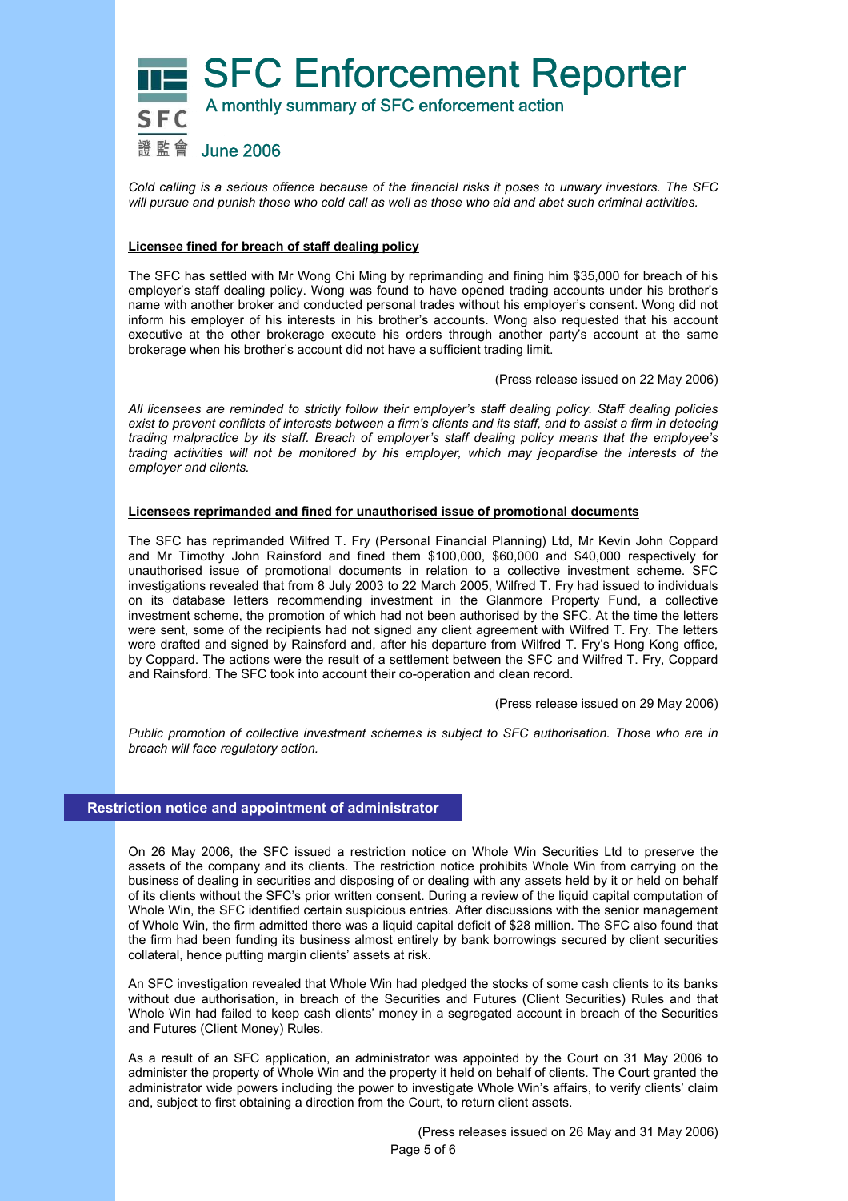# SFC Enforcement Reporter

A monthly summary of SFC enforcement action

June 2006

*Cold calling is a serious offence because of the financial risks it poses to unwary investors. The SFC will pursue and punish those who cold call as well as those who aid and abet such criminal activities.*

**Licensee fined for breach of staff dealing policy**

The SFC has settled with Mr Wong Chi Ming by reprimanding and fining him $35,000 for breach of his employer's staff dealing policy. Wong was found to have opened trading accounts under his brother's name with another broker and conducted personal trades without his employer's consent. Wong did not inform his employer of his interests in his brother's accounts. Wong also requested that his account executive at the other brokerage execute his orders through another party's account at the same brokerage when his brother's account did not have a sufficient trading limit.

(Press release issued on 22 May 2006)

*All licensees are reminded to strictly follow their employer's staff dealing policy. Staff dealing policies exist to prevent conflicts of interests between a firm's clients and its staff, and to assist a firm in detecing trading malpractice by its staff. Breach of employer's staff dealing policy means that the employee's trading activities will not be monitored by his employer, which may jeopardise the interests of the employer and clients.*

**Licensees reprimanded and fined for unauthorised issue of promotional documents**

The SFC has reprimanded Wilfred T. Fry (Personal Financial Planning) Ltd, Mr Kevin John Coppard and Mr Timothy John Rainsford and fined them $100,000, $60,000 and $40,000 respectively for unauthorised issue of promotional documents in relation to a collective investment scheme. SFC investigations revealed that from 8 July 2003 to 22 March 2005, Wilfred T. Fry had issued to individuals on its database letters recommending investment in the Glanmore Property Fund, a collective investment scheme, the promotion of which had not been authorised by the SFC. At the time the letters were sent, some of the recipients had not signed any client agreement with Wilfred T. Fry. The letters were drafted and signed by Rainsford and, after his departure from Wilfred T. Fry's Hong Kong office, by Coppard. The actions were the result of a settlement between the SFC and Wilfred T. Fry, Coppard and Rainsford. The SFC took into account their co-operation and clean record.

(Press release issued on 29 May 2006)

*Public promotion of collective investment schemes is subject to SFC authorisation. Those who are in breach will face regulatory action.*

## Restriction notice and appointment of administrator

On 26 May 2006, the SFC issued a restriction notice on Whole Win Securities Ltd to preserve the assets of the company and its clients. The restriction notice prohibits Whole Win from carrying on the business of dealing in securities and disposing of or dealing with any assets held by it or held on behalf of its clients without the SFC's prior written consent. During a review of the liquid capital computation of Whole Win, the SFC identified certain suspicious entries. After discussions with the senior management of Whole Win, the firm admitted there was a liquid capital deficit of $28 million. The SFC also found that the firm had been funding its business almost entirely by bank borrowings secured by client securities collateral, hence putting margin clients' assets at risk.

An SFC investigation revealed that Whole Win had pledged the stocks of some cash clients to its banks without due authorisation, in breach of the Securities and Futures (Client Securities) Rules and that Whole Win had failed to keep cash clients' money in a segregated account in breach of the Securities and Futures (Client Money) Rules.

As a result of an SFC application, an administrator was appointed by the Court on 31 May 2006 to administer the property of Whole Win and the property it held on behalf of clients. The Court granted the administrator wide powers including the power to investigate Whole Win's affairs, to verify clients' claim and, subject to first obtaining a direction from the Court, to return client assets.

(Press releases issued on 26 May and 31 May 2006)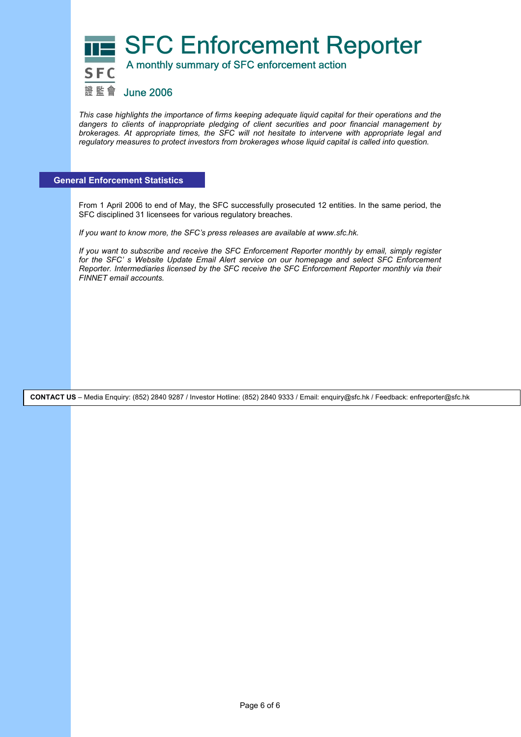*This case highlights the importance of firms keeping adequate liquid capital for their operations and the dangers to clients of inappropriate pledging of client securities and poor financial management by brokerages. At appropriate times, the SFC will not hesitate to intervene with appropriate legal and regulatory measures to protect investors from brokerages whose liquid capital is called into question.*

## General Enforcement Statistics

From 1 April 2006 to end of May, the SFC successfully prosecuted 12 entities. In the same period, the SFC disciplined 31 licensees for various regulatory breaches.

*If you want to know more, the SFC's press releases are available at www.sfc.hk.*

*If you want to subscribe and receive the SFC Enforcement Reporter monthly by email, simply register for the SFC' s Website Update Email Alert service on our homepage and select SFC Enforcement Reporter. Intermediaries licensed by the SFC receive the SFC Enforcement Reporter monthly via their FINNET email accounts.*

**CONTACT US** – Media Enquiry: (852) 2840 9287 / Investor Hotline: (852) 2840 9333 / Email: enquiry@sfc.hk / Feedback: enfreporter@sfc.hk